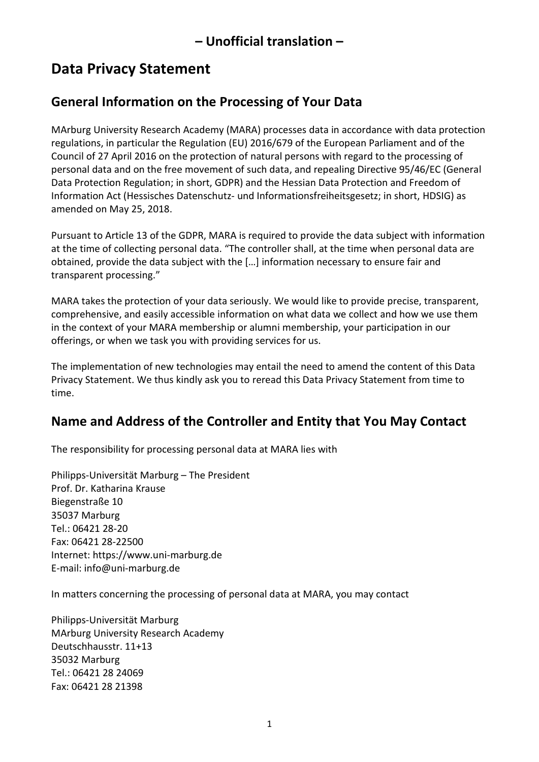## – Unofficial translation –

# Data Privacy Statement

## General Information on the Processing of Your Data

MArburg University Research Academy (MARA) processes data in accordance with data protection regulations, in particular the Regulation (EU) 2016/679 of the European Parliament and of the Council of 27 April 2016 on the protection of natural persons with regard to the processing of personal data and on the free movement of such data, and repealing Directive 95/46/EC (General Data Protection Regulation; in short, GDPR) and the Hessian Data Protection and Freedom of Information Act (Hessisches Datenschutz- und Informationsfreiheitsgesetz; in short, HDSIG) as amended on May 25, 2018.

Pursuant to Article 13 of the GDPR, MARA is required to provide the data subject with information at the time of collecting personal data. "The controller shall, at the time when personal data are obtained, provide the data subject with the […] information necessary to ensure fair and transparent processing."

MARA takes the protection of your data seriously. We would like to provide precise, transparent, comprehensive, and easily accessible information on what data we collect and how we use them in the context of your MARA membership or alumni membership, your participation in our offerings, or when we task you with providing services for us.

The implementation of new technologies may entail the need to amend the content of this Data Privacy Statement. We thus kindly ask you to reread this Data Privacy Statement from time to time.

## Name and Address of the Controller and Entity that You May Contact

The responsibility for processing personal data at MARA lies with

Philipps-Universität Marburg – The President  
Prof. Dr. Katharina Krause  
Biegenstraße 10  
35037 Marburg  
Tel.: 06421 28-20  
Fax: 06421 28-22500  
Internet: https://www.uni-marburg.de  
E-mail: info@uni-marburg.de

In matters concerning the processing of personal data at MARA, you may contact

Philipps-Universität Marburg  
MArburg University Research Academy  
Deutschhausstr. 11+13  
35032 Marburg  
Tel.: 06421 28 24069  
Fax: 06421 28 21398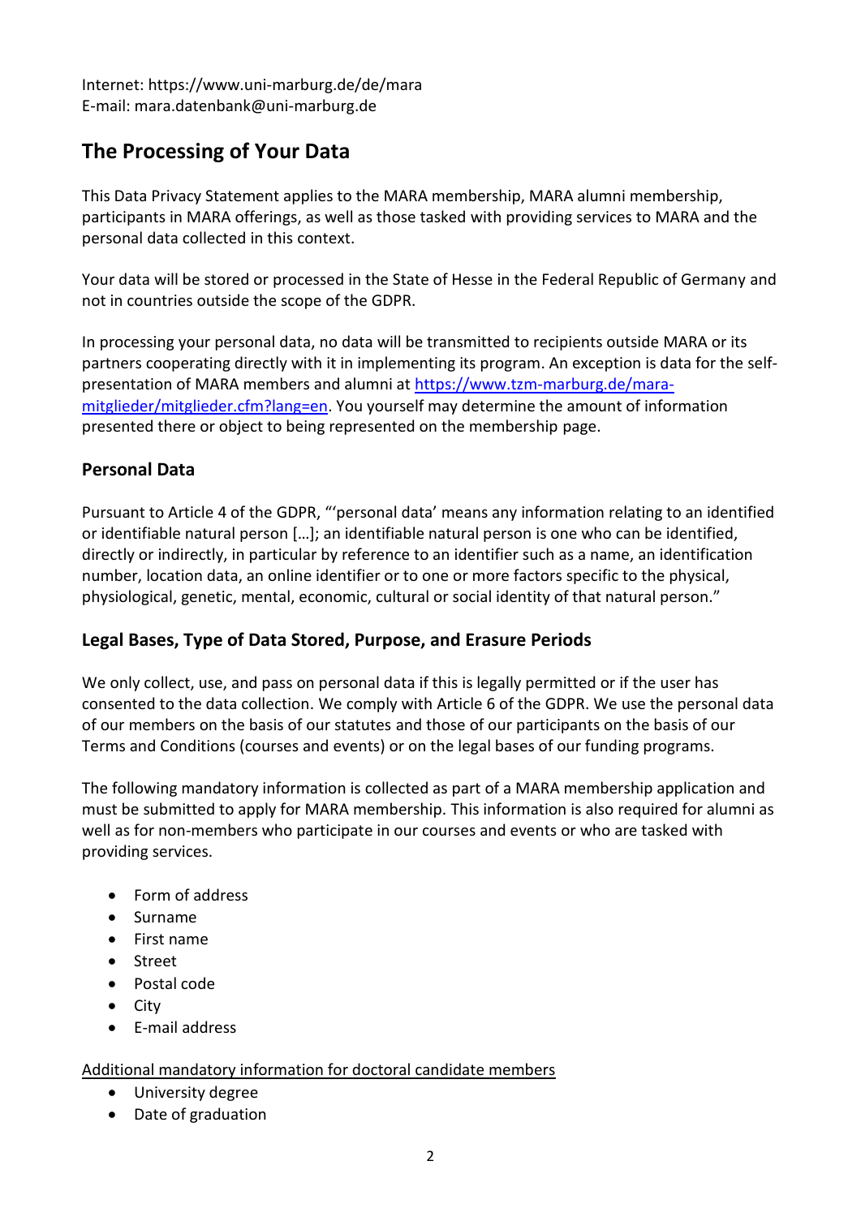Internet: https://www.uni-marburg.de/de/mara
E-mail: mara.datenbank@uni-marburg.de

## The Processing of Your Data

This Data Privacy Statement applies to the MARA membership, MARA alumni membership, participants in MARA offerings, as well as those tasked with providing services to MARA and the personal data collected in this context.

Your data will be stored or processed in the State of Hesse in the Federal Republic of Germany and not in countries outside the scope of the GDPR.

In processing your personal data, no data will be transmitted to recipients outside MARA or its partners cooperating directly with it in implementing its program. An exception is data for the self-presentation of MARA members and alumni at [https://www.tzm-marburg.de/mara-mitglieder/mitglieder.cfm?lang=en](https://www.tzm-marburg.de/mara-mitglieder/mitglieder.cfm?lang=en). You yourself may determine the amount of information presented there or object to being represented on the membership page.

### Personal Data

Pursuant to Article 4 of the GDPR, "'personal data' means any information relating to an identified or identifiable natural person […]; an identifiable natural person is one who can be identified, directly or indirectly, in particular by reference to an identifier such as a name, an identification number, location data, an online identifier or to one or more factors specific to the physical, physiological, genetic, mental, economic, cultural or social identity of that natural person."

### Legal Bases, Type of Data Stored, Purpose, and Erasure Periods

We only collect, use, and pass on personal data if this is legally permitted or if the user has consented to the data collection. We comply with Article 6 of the GDPR. We use the personal data of our members on the basis of our statutes and those of our participants on the basis of our Terms and Conditions (courses and events) or on the legal bases of our funding programs.

The following mandatory information is collected as part of a MARA membership application and must be submitted to apply for MARA membership. This information is also required for alumni as well as for non-members who participate in our courses and events or who are tasked with providing services.

- Form of address
- Surname
- First name
- Street
- Postal code
- City
- E-mail address

<u>Additional mandatory information for doctoral candidate members</u>

- University degree
- Date of graduation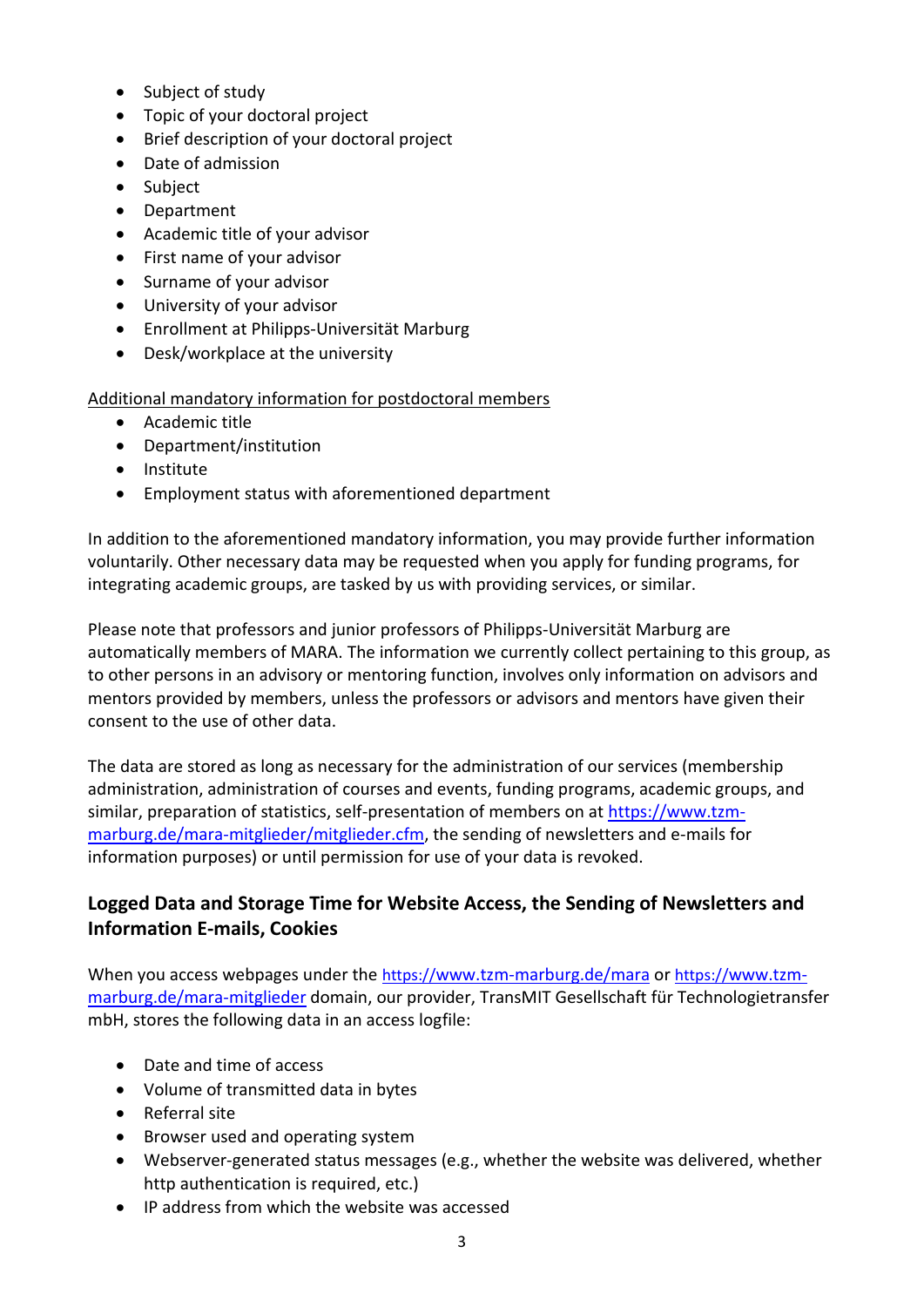- Subject of study
- Topic of your doctoral project
- Brief description of your doctoral project
- Date of admission
- Subject
- Department
- Academic title of your advisor
- First name of your advisor
- Surname of your advisor
- University of your advisor
- Enrollment at Philipps-Universität Marburg
- Desk/workplace at the university

Additional mandatory information for postdoctoral members

- Academic title
- Department/institution
- Institute
- Employment status with aforementioned department

In addition to the aforementioned mandatory information, you may provide further information voluntarily. Other necessary data may be requested when you apply for funding programs, for integrating academic groups, are tasked by us with providing services, or similar.

Please note that professors and junior professors of Philipps-Universität Marburg are automatically members of MARA. The information we currently collect pertaining to this group, as to other persons in an advisory or mentoring function, involves only information on advisors and mentors provided by members, unless the professors or advisors and mentors have given their consent to the use of other data.

The data are stored as long as necessary for the administration of our services (membership administration, administration of courses and events, funding programs, academic groups, and similar, preparation of statistics, self-presentation of members on at https://www.tzm-marburg.de/mara-mitglieder/mitglieder.cfm, the sending of newsletters and e-mails for information purposes) or until permission for use of your data is revoked.

## Logged Data and Storage Time for Website Access, the Sending of Newsletters and Information E-mails, Cookies

When you access webpages under the https://www.tzm-marburg.de/mara or https://www.tzm-marburg.de/mara-mitglieder domain, our provider, TransMIT Gesellschaft für Technologietransfer mbH, stores the following data in an access logfile:

- Date and time of access
- Volume of transmitted data in bytes
- Referral site
- Browser used and operating system
- Webserver-generated status messages (e.g., whether the website was delivered, whether http authentication is required, etc.)
- IP address from which the website was accessed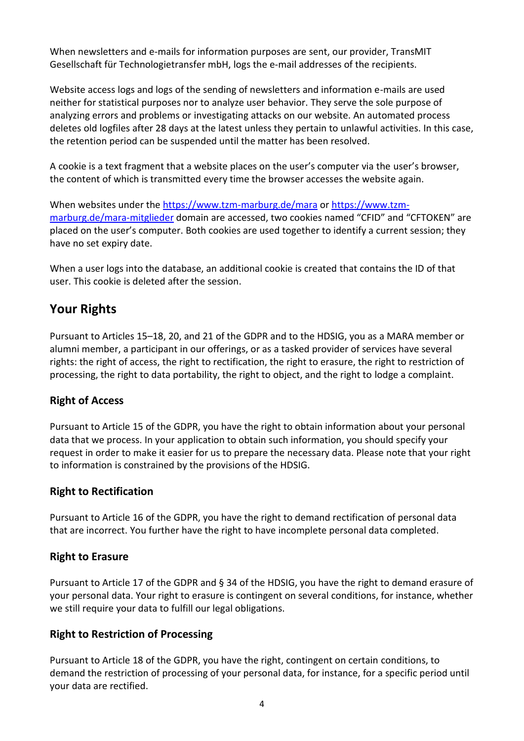When newsletters and e-mails for information purposes are sent, our provider, TransMIT Gesellschaft für Technologietransfer mbH, logs the e-mail addresses of the recipients.

Website access logs and logs of the sending of newsletters and information e-mails are used neither for statistical purposes nor to analyze user behavior. They serve the sole purpose of analyzing errors and problems or investigating attacks on our website. An automated process deletes old logfiles after 28 days at the latest unless they pertain to unlawful activities. In this case, the retention period can be suspended until the matter has been resolved.

A cookie is a text fragment that a website places on the user's computer via the user's browser, the content of which is transmitted every time the browser accesses the website again.

When websites under the [https://www.tzm-marburg.de/mara](https://www.tzm-marburg.de/mara) or [https://www.tzm-marburg.de/mara-mitglieder](https://www.tzm-marburg.de/mara-mitglieder) domain are accessed, two cookies named "CFID" and "CFTOKEN" are placed on the user's computer. Both cookies are used together to identify a current session; they have no set expiry date.

When a user logs into the database, an additional cookie is created that contains the ID of that user. This cookie is deleted after the session.

## Your Rights

Pursuant to Articles 15–18, 20, and 21 of the GDPR and to the HDSIG, you as a MARA member or alumni member, a participant in our offerings, or as a tasked provider of services have several rights: the right of access, the right to rectification, the right to erasure, the right to restriction of processing, the right to data portability, the right to object, and the right to lodge a complaint.

### Right of Access

Pursuant to Article 15 of the GDPR, you have the right to obtain information about your personal data that we process. In your application to obtain such information, you should specify your request in order to make it easier for us to prepare the necessary data. Please note that your right to information is constrained by the provisions of the HDSIG.

### Right to Rectification

Pursuant to Article 16 of the GDPR, you have the right to demand rectification of personal data that are incorrect. You further have the right to have incomplete personal data completed.

### Right to Erasure

Pursuant to Article 17 of the GDPR and § 34 of the HDSIG, you have the right to demand erasure of your personal data. Your right to erasure is contingent on several conditions, for instance, whether we still require your data to fulfill our legal obligations.

### Right to Restriction of Processing

Pursuant to Article 18 of the GDPR, you have the right, contingent on certain conditions, to demand the restriction of processing of your personal data, for instance, for a specific period until your data are rectified.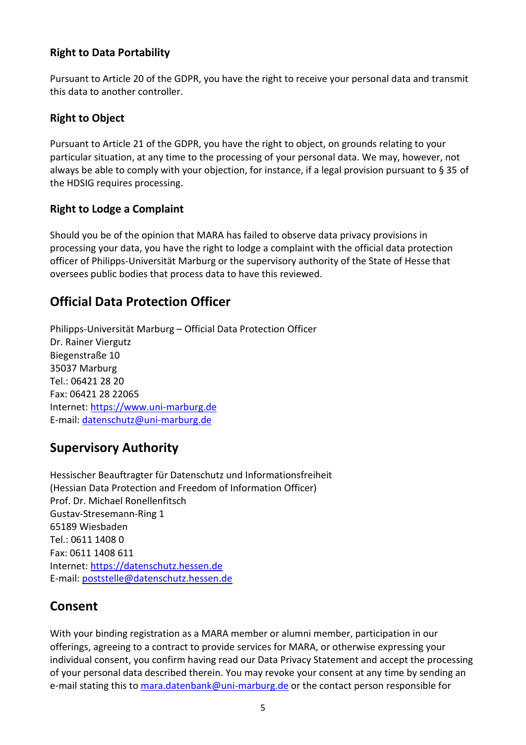### Right to Data Portability

Pursuant to Article 20 of the GDPR, you have the right to receive your personal data and transmit this data to another controller.

### Right to Object

Pursuant to Article 21 of the GDPR, you have the right to object, on grounds relating to your particular situation, at any time to the processing of your personal data. We may, however, not always be able to comply with your objection, for instance, if a legal provision pursuant to § 35 of the HDSIG requires processing.

### Right to Lodge a Complaint

Should you be of the opinion that MARA has failed to observe data privacy provisions in processing your data, you have the right to lodge a complaint with the official data protection officer of Philipps-Universität Marburg or the supervisory authority of the State of Hesse that oversees public bodies that process data to have this reviewed.

## Official Data Protection Officer

Philipps-Universität Marburg – Official Data Protection Officer
Dr. Rainer Viergutz
Biegenstraße 10
35037 Marburg
Tel.: 06421 28 20
Fax: 06421 28 22065
Internet: https://www.uni-marburg.de
E-mail: datenschutz@uni-marburg.de

## Supervisory Authority

Hessischer Beauftragter für Datenschutz und Informationsfreiheit
(Hessian Data Protection and Freedom of Information Officer)
Prof. Dr. Michael Ronellenfitsch
Gustav-Stresemann-Ring 1
65189 Wiesbaden
Tel.: 0611 1408 0
Fax: 0611 1408 611
Internet: https://datenschutz.hessen.de
E-mail: poststelle@datenschutz.hessen.de

## Consent

With your binding registration as a MARA member or alumni member, participation in our offerings, agreeing to a contract to provide services for MARA, or otherwise expressing your individual consent, you confirm having read our Data Privacy Statement and accept the processing of your personal data described therein. You may revoke your consent at any time by sending an e-mail stating this to mara.datenbank@uni-marburg.de or the contact person responsible for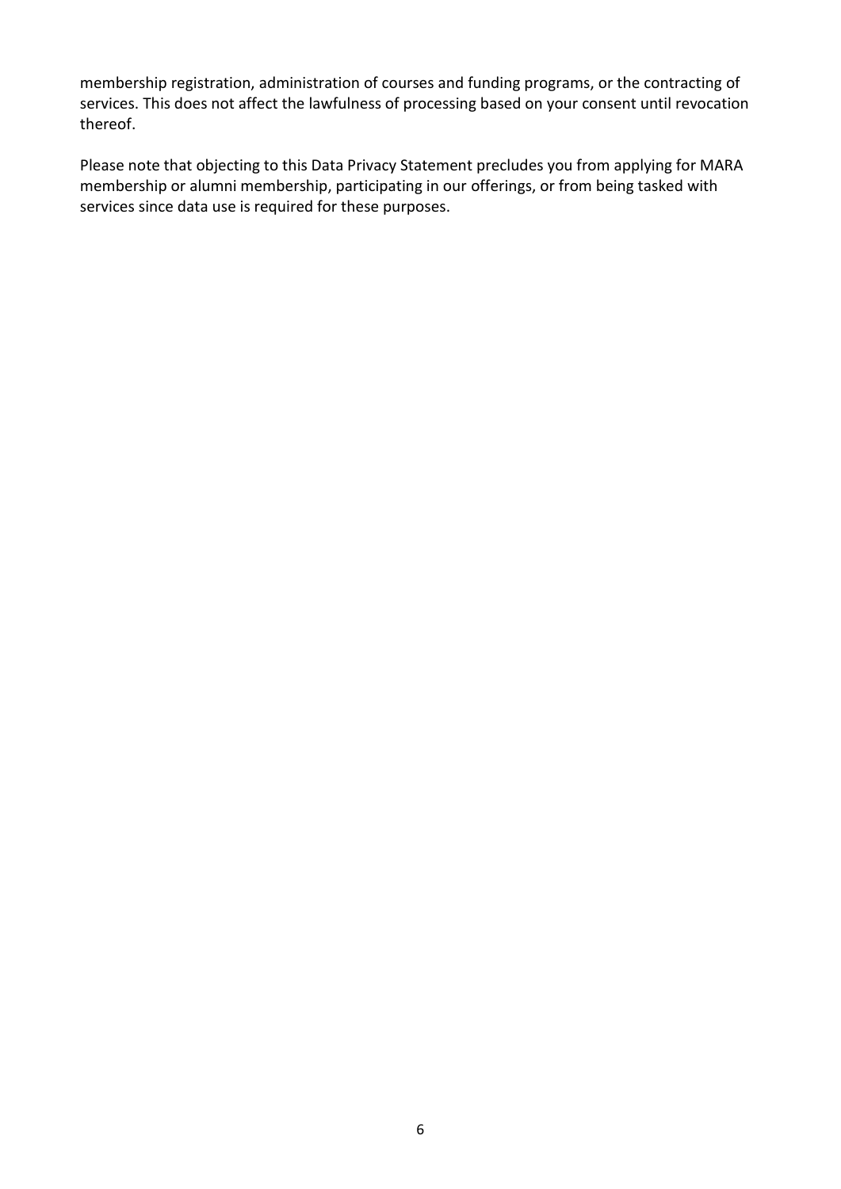membership registration, administration of courses and funding programs, or the contracting of services. This does not affect the lawfulness of processing based on your consent until revocation thereof.

Please note that objecting to this Data Privacy Statement precludes you from applying for MARA membership or alumni membership, participating in our offerings, or from being tasked with services since data use is required for these purposes.